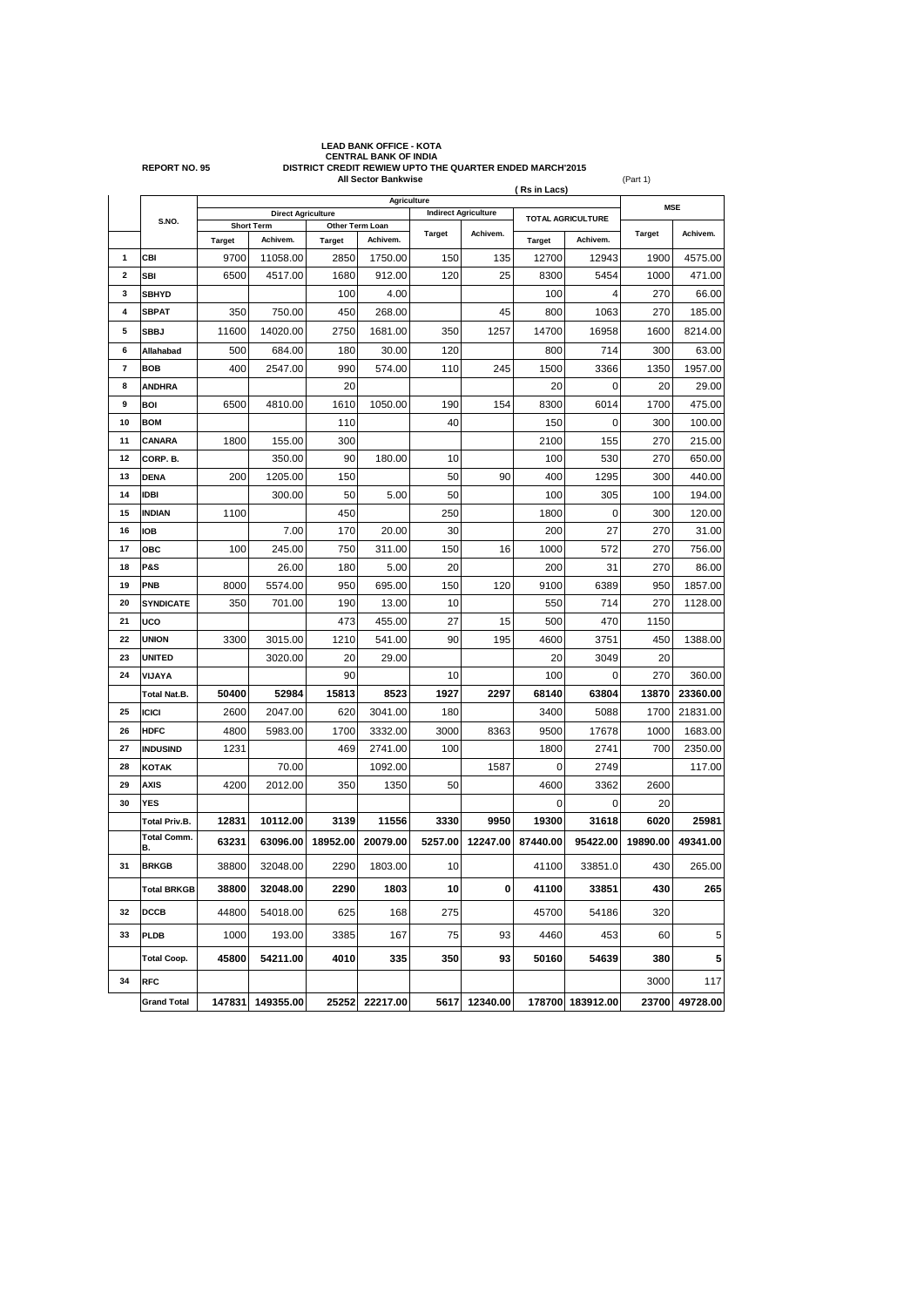**LEAD BANK OFFICE - KOTA**
**CENTRAL BANK OF INDIA**

**REPORT NO. 95**

**DISTRICT CREDIT REWIEW UPTO THE QUARTER ENDED MARCH'2015**
**All Sector Bankwise**

(Part 1)

( Rs in Lacs)

| | S.NO. | Agriculture | | | | | | | | MSE | |
|---|---|---|---|---|---|---|---|---|---|---|---|
| | | Direct Agriculture | | | | Indirect Agriculture | | TOTAL AGRICULTURE | | | |
| | | Short Term | | Other Term Loan | | | | | | | |
| | | Target | Achivem. | Target | Achivem. | Target | Achivem. | Target | Achivem. | Target | Achivem. |
| 1 | CBI | 9700 | 11058.00 | 2850 | 1750.00 | 150 | 135 | 12700 | 12943 | 1900 | 4575.00 |
| 2 | SBI | 6500 | 4517.00 | 1680 | 912.00 | 120 | 25 | 8300 | 5454 | 1000 | 471.00 |
| 3 | SBHYD | | | 100 | 4.00 | | | 100 | 4 | 270 | 66.00 |
| 4 | SBPAT | 350 | 750.00 | 450 | 268.00 | | 45 | 800 | 1063 | 270 | 185.00 |
| 5 | SBBJ | 11600 | 14020.00 | 2750 | 1681.00 | 350 | 1257 | 14700 | 16958 | 1600 | 8214.00 |
| 6 | Allahabad | 500 | 684.00 | 180 | 30.00 | 120 | | 800 | 714 | 300 | 63.00 |
| 7 | BOB | 400 | 2547.00 | 990 | 574.00 | 110 | 245 | 1500 | 3366 | 1350 | 1957.00 |
| 8 | ANDHRA | | | 20 | | | | 20 | 0 | 20 | 29.00 |
| 9 | BOI | 6500 | 4810.00 | 1610 | 1050.00 | 190 | 154 | 8300 | 6014 | 1700 | 475.00 |
| 10 | BOM | | | 110 | | 40 | | 150 | 0 | 300 | 100.00 |
| 11 | CANARA | 1800 | 155.00 | 300 | | | | 2100 | 155 | 270 | 215.00 |
| 12 | CORP. B. | | 350.00 | 90 | 180.00 | 10 | | 100 | 530 | 270 | 650.00 |
| 13 | DENA | 200 | 1205.00 | 150 | | 50 | 90 | 400 | 1295 | 300 | 440.00 |
| 14 | IDBI | | 300.00 | 50 | 5.00 | 50 | | 100 | 305 | 100 | 194.00 |
| 15 | INDIAN | 1100 | | 450 | | 250 | | 1800 | 0 | 300 | 120.00 |
| 16 | IOB | | 7.00 | 170 | 20.00 | 30 | | 200 | 27 | 270 | 31.00 |
| 17 | OBC | 100 | 245.00 | 750 | 311.00 | 150 | 16 | 1000 | 572 | 270 | 756.00 |
| 18 | P&S | | 26.00 | 180 | 5.00 | 20 | | 200 | 31 | 270 | 86.00 |
| 19 | PNB | 8000 | 5574.00 | 950 | 695.00 | 150 | 120 | 9100 | 6389 | 950 | 1857.00 |
| 20 | SYNDICATE | 350 | 701.00 | 190 | 13.00 | 10 | | 550 | 714 | 270 | 1128.00 |
| 21 | UCO | | | 473 | 455.00 | 27 | 15 | 500 | 470 | 1150 | |
| 22 | UNION | 3300 | 3015.00 | 1210 | 541.00 | 90 | 195 | 4600 | 3751 | 450 | 1388.00 |
| 23 | UNITED | | 3020.00 | 20 | 29.00 | | | 20 | 3049 | 20 | |
| 24 | VIJAYA | | | 90 | | 10 | | 100 | 0 | 270 | 360.00 |
| | **Total Nat.B.** | **50400** | **52984** | **15813** | **8523** | **1927** | **2297** | **68140** | **63804** | **13870** | **23360.00** |
| 25 | ICICI | 2600 | 2047.00 | 620 | 3041.00 | 180 | | 3400 | 5088 | 1700 | 21831.00 |
| 26 | HDFC | 4800 | 5983.00 | 1700 | 3332.00 | 3000 | 8363 | 9500 | 17678 | 1000 | 1683.00 |
| 27 | INDUSIND | 1231 | | 469 | 2741.00 | 100 | | 1800 | 2741 | 700 | 2350.00 |
| 28 | KOTAK | | 70.00 | | 1092.00 | | 1587 | 0 | 2749 | | 117.00 |
| 29 | AXIS | 4200 | 2012.00 | 350 | 1350 | 50 | | 4600 | 3362 | 2600 | |
| 30 | YES | | | | | | | 0 | 0 | 20 | |
| | **Total Priv.B.** | **12831** | **10112.00** | **3139** | **11556** | **3330** | **9950** | **19300** | **31618** | **6020** | **25981** |
| | **Total Comm. B.** | **63231** | **63096.00** | **18952.00** | **20079.00** | **5257.00** | **12247.00** | **87440.00** | **95422.00** | **19890.00** | **49341.00** |
| 31 | BRKGB | 38800 | 32048.00 | 2290 | 1803.00 | 10 | | 41100 | 33851.0 | 430 | 265.00 |
| | **Total BRKGB** | **38800** | **32048.00** | **2290** | **1803** | **10** | **0** | **41100** | **33851** | **430** | **265** |
| 32 | DCCB | 44800 | 54018.00 | 625 | 168 | 275 | | 45700 | 54186 | 320 | |
| 33 | PLDB | 1000 | 193.00 | 3385 | 167 | 75 | 93 | 4460 | 453 | 60 | 5 |
| | **Total Coop.** | **45800** | **54211.00** | **4010** | **335** | **350** | **93** | **50160** | **54639** | **380** | **5** |
| 34 | RFC | | | | | | | | | 3000 | 117 |
| | **Grand Total** | **147831** | **149355.00** | **25252** | **22217.00** | **5617** | **12340.00** | **178700** | **183912.00** | **23700** | **49728.00** |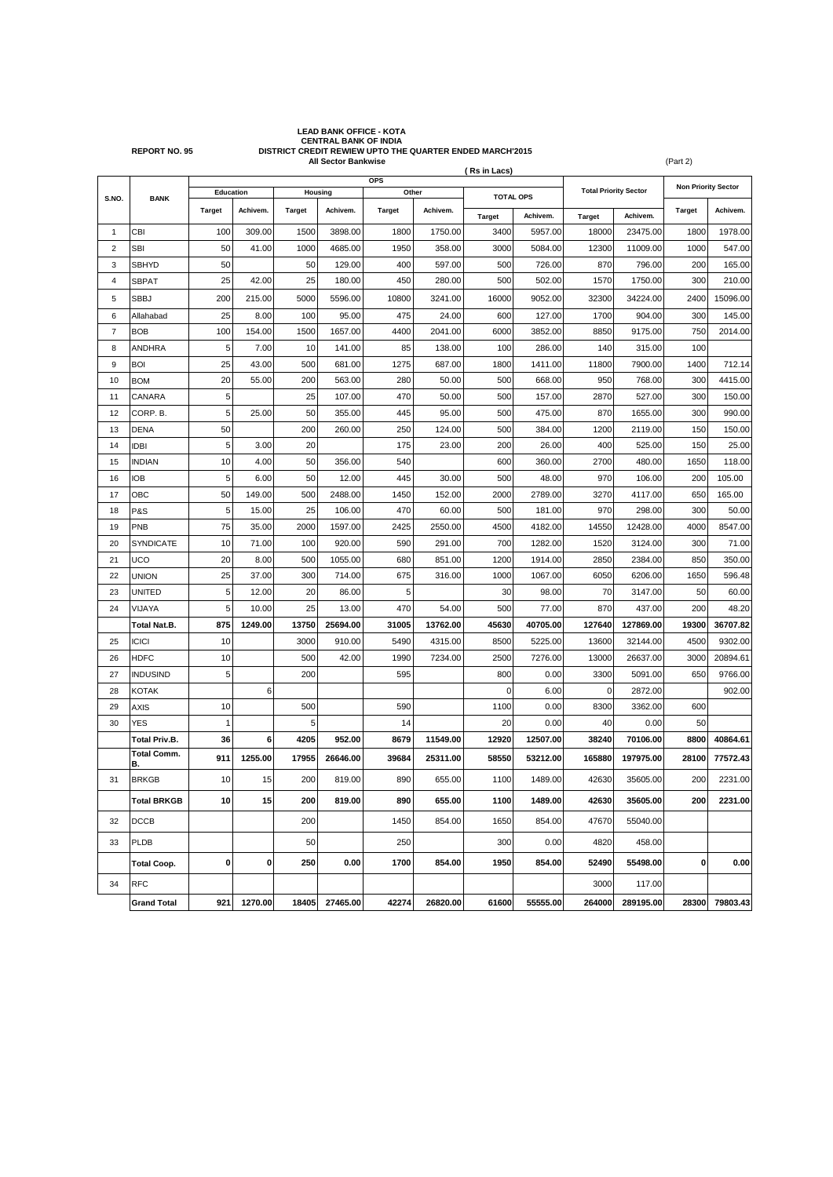**LEAD BANK OFFICE - KOTA**
**CENTRAL BANK OF INDIA**

**REPORT NO. 95** — **DISTRICT CREDIT REWIEW UPTO THE QUARTER ENDED MARCH'2015**

**All Sector Bankwise** (Part 2)

( Rs in Lacs)

| S.NO. | BANK | OPS | | | | | | | | | | | |
|---|---|---|---|---|---|---|---|---|---|---|---|---|---|
| | | Education | | Housing | | Other | | TOTAL OPS | | Total Priority Sector | | Non Priority Sector | |
| | | Target | Achivem. | Target | Achivem. | Target | Achivem. | Target | Achivem. | Target | Achivem. | Target | Achivem. |
| 1 | CBI | 100 | 309.00 | 1500 | 3898.00 | 1800 | 1750.00 | 3400 | 5957.00 | 18000 | 23475.00 | 1800 | 1978.00 |
| 2 | SBI | 50 | 41.00 | 1000 | 4685.00 | 1950 | 358.00 | 3000 | 5084.00 | 12300 | 11009.00 | 1000 | 547.00 |
| 3 | SBHYD | 50 | | 50 | 129.00 | 400 | 597.00 | 500 | 726.00 | 870 | 796.00 | 200 | 165.00 |
| 4 | SBPAT | 25 | 42.00 | 25 | 180.00 | 450 | 280.00 | 500 | 502.00 | 1570 | 1750.00 | 300 | 210.00 |
| 5 | SBBJ | 200 | 215.00 | 5000 | 5596.00 | 10800 | 3241.00 | 16000 | 9052.00 | 32300 | 34224.00 | 2400 | 15096.00 |
| 6 | Allahabad | 25 | 8.00 | 100 | 95.00 | 475 | 24.00 | 600 | 127.00 | 1700 | 904.00 | 300 | 145.00 |
| 7 | BOB | 100 | 154.00 | 1500 | 1657.00 | 4400 | 2041.00 | 6000 | 3852.00 | 8850 | 9175.00 | 750 | 2014.00 |
| 8 | ANDHRA | 5 | 7.00 | 10 | 141.00 | 85 | 138.00 | 100 | 286.00 | 140 | 315.00 | 100 | |
| 9 | BOI | 25 | 43.00 | 500 | 681.00 | 1275 | 687.00 | 1800 | 1411.00 | 11800 | 7900.00 | 1400 | 712.14 |
| 10 | BOM | 20 | 55.00 | 200 | 563.00 | 280 | 50.00 | 500 | 668.00 | 950 | 768.00 | 300 | 4415.00 |
| 11 | CANARA | 5 | | 25 | 107.00 | 470 | 50.00 | 500 | 157.00 | 2870 | 527.00 | 300 | 150.00 |
| 12 | CORP. B. | 5 | 25.00 | 50 | 355.00 | 445 | 95.00 | 500 | 475.00 | 870 | 1655.00 | 300 | 990.00 |
| 13 | DENA | 50 | | 200 | 260.00 | 250 | 124.00 | 500 | 384.00 | 1200 | 2119.00 | 150 | 150.00 |
| 14 | IDBI | 5 | 3.00 | 20 | | 175 | 23.00 | 200 | 26.00 | 400 | 525.00 | 150 | 25.00 |
| 15 | INDIAN | 10 | 4.00 | 50 | 356.00 | 540 | | 600 | 360.00 | 2700 | 480.00 | 1650 | 118.00 |
| 16 | IOB | 5 | 6.00 | 50 | 12.00 | 445 | 30.00 | 500 | 48.00 | 970 | 106.00 | 200 | 105.00 |
| 17 | OBC | 50 | 149.00 | 500 | 2488.00 | 1450 | 152.00 | 2000 | 2789.00 | 3270 | 4117.00 | 650 | 165.00 |
| 18 | P&S | 5 | 15.00 | 25 | 106.00 | 470 | 60.00 | 500 | 181.00 | 970 | 298.00 | 300 | 50.00 |
| 19 | PNB | 75 | 35.00 | 2000 | 1597.00 | 2425 | 2550.00 | 4500 | 4182.00 | 14550 | 12428.00 | 4000 | 8547.00 |
| 20 | SYNDICATE | 10 | 71.00 | 100 | 920.00 | 590 | 291.00 | 700 | 1282.00 | 1520 | 3124.00 | 300 | 71.00 |
| 21 | UCO | 20 | 8.00 | 500 | 1055.00 | 680 | 851.00 | 1200 | 1914.00 | 2850 | 2384.00 | 850 | 350.00 |
| 22 | UNION | 25 | 37.00 | 300 | 714.00 | 675 | 316.00 | 1000 | 1067.00 | 6050 | 6206.00 | 1650 | 596.48 |
| 23 | UNITED | 5 | 12.00 | 20 | 86.00 | 5 | | 30 | 98.00 | 70 | 3147.00 | 50 | 60.00 |
| 24 | VIJAYA | 5 | 10.00 | 25 | 13.00 | 470 | 54.00 | 500 | 77.00 | 870 | 437.00 | 200 | 48.20 |
| | **Total Nat.B.** | **875** | **1249.00** | **13750** | **25694.00** | **31005** | **13762.00** | **45630** | **40705.00** | **127640** | **127869.00** | **19300** | **36707.82** |
| 25 | ICICI | 10 | | 3000 | 910.00 | 5490 | 4315.00 | 8500 | 5225.00 | 13600 | 32144.00 | 4500 | 9302.00 |
| 26 | HDFC | 10 | | 500 | 42.00 | 1990 | 7234.00 | 2500 | 7276.00 | 13000 | 26637.00 | 3000 | 20894.61 |
| 27 | INDUSIND | 5 | | 200 | | 595 | | 800 | 0.00 | 3300 | 5091.00 | 650 | 9766.00 |
| 28 | KOTAK | | 6 | | | | | 0 | 6.00 | 0 | 2872.00 | | 902.00 |
| 29 | AXIS | 10 | | 500 | | 590 | | 1100 | 0.00 | 8300 | 3362.00 | 600 | |
| 30 | YES | 1 | | 5 | | 14 | | 20 | 0.00 | 40 | 0.00 | 50 | |
| | **Total Priv.B.** | **36** | **6** | **4205** | **952.00** | **8679** | **11549.00** | **12920** | **12507.00** | **38240** | **70106.00** | **8800** | **40864.61** |
| | **Total Comm. B.** | **911** | **1255.00** | **17955** | **26646.00** | **39684** | **25311.00** | **58550** | **53212.00** | **165880** | **197975.00** | **28100** | **77572.43** |
| 31 | BRKGB | 10 | 15 | 200 | 819.00 | 890 | 655.00 | 1100 | 1489.00 | 42630 | 35605.00 | 200 | 2231.00 |
| | **Total BRKGB** | **10** | **15** | **200** | **819.00** | **890** | **655.00** | **1100** | **1489.00** | **42630** | **35605.00** | **200** | **2231.00** |
| 32 | DCCB | | | 200 | | 1450 | 854.00 | 1650 | 854.00 | 47670 | 55040.00 | | |
| 33 | PLDB | | | 50 | | 250 | | 300 | 0.00 | 4820 | 458.00 | | |
| | **Total Coop.** | **0** | **0** | **250** | **0.00** | **1700** | **854.00** | **1950** | **854.00** | **52490** | **55498.00** | **0** | **0.00** |
| 34 | RFC | | | | | | | | | 3000 | 117.00 | | |
| | **Grand Total** | **921** | **1270.00** | **18405** | **27465.00** | **42274** | **26820.00** | **61600** | **55555.00** | **264000** | **289195.00** | **28300** | **79803.43** |